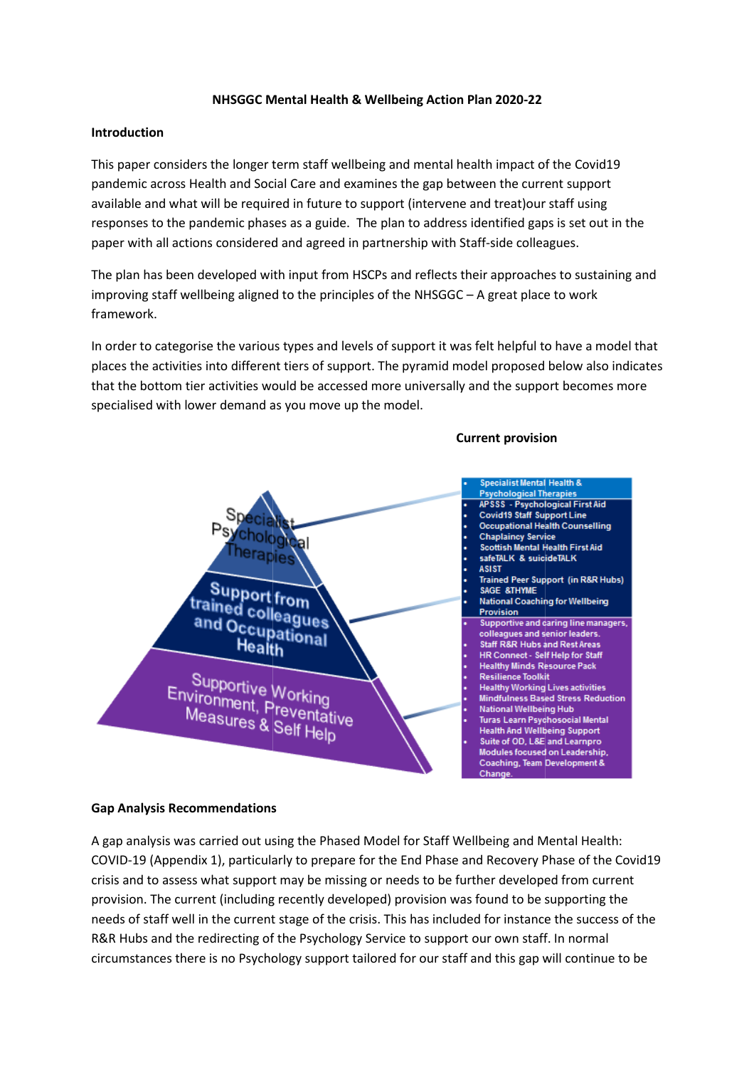**NHSGGC Mental Health & Wellbeing Action Plan 2020-22**

**Introduction**

This paper considers the longer term staff wellbeing and mental health impact of the Covid19 pandemic across Health and Social Care and examines the gap between the current support available and what will be required in future to support (intervene and treat)our staff using responses to the pandemic phases as a guide. The plan to address identified gaps is set out in the paper with all actions considered and agreed in partnership with Staff-side colleagues.

The plan has been developed with input from HSCPs and reflects their approaches to sustaining and improving staff wellbeing aligned to the principles of the NHSGGC – A great place to work framework.

In order to categorise the various types and levels of support it was felt helpful to have a model that places the activities into different tiers of support. The pyramid model proposed below also indicates that the bottom tier activities would be accessed more universally and the support becomes more specialised with lower demand as you move up the model.

**Current provision**

| Tier | Current provision |
| --- | --- |
| Specialist Psychological Therapies | • Specialist Mental Health & Psychological Therapies |
| Support from trained colleagues and Occupational Health | • APSSS - Psychological First Aid<br>• Covid19 Staff Support Line<br>• Occupational Health Counselling<br>• Chaplaincy Service<br>• Scottish Mental Health First Aid<br>• safeTALK & suicideTALK<br>• ASIST<br>• Trained Peer Support (in R&R Hubs)<br>• SAGE &THYME<br>• National Coaching for Wellbeing Provision |
| Supportive Working Environment, Preventative Measures & Self Help | • Supportive and caring line managers, colleagues and senior leaders.<br>• Staff R&R Hubs and Rest Areas<br>• HR Connect - Self Help for Staff<br>• Healthy Minds Resource Pack<br>• Resilience Toolkit<br>• Healthy Working Lives activities<br>• Mindfulness Based Stress Reduction<br>• National Wellbeing Hub<br>• Turas Learn Psychosocial Mental Health And Wellbeing Support<br>• Suite of OD, L&E and Learnpro Modules focused on Leadership, Coaching, Team Development & Change. |

**Gap Analysis Recommendations**

A gap analysis was carried out using the Phased Model for Staff Wellbeing and Mental Health: COVID-19 (Appendix 1), particularly to prepare for the End Phase and Recovery Phase of the Covid19 crisis and to assess what support may be missing or needs to be further developed from current provision. The current (including recently developed) provision was found to be supporting the needs of staff well in the current stage of the crisis. This has included for instance the success of the R&R Hubs and the redirecting of the Psychology Service to support our own staff. In normal circumstances there is no Psychology support tailored for our staff and this gap will continue to be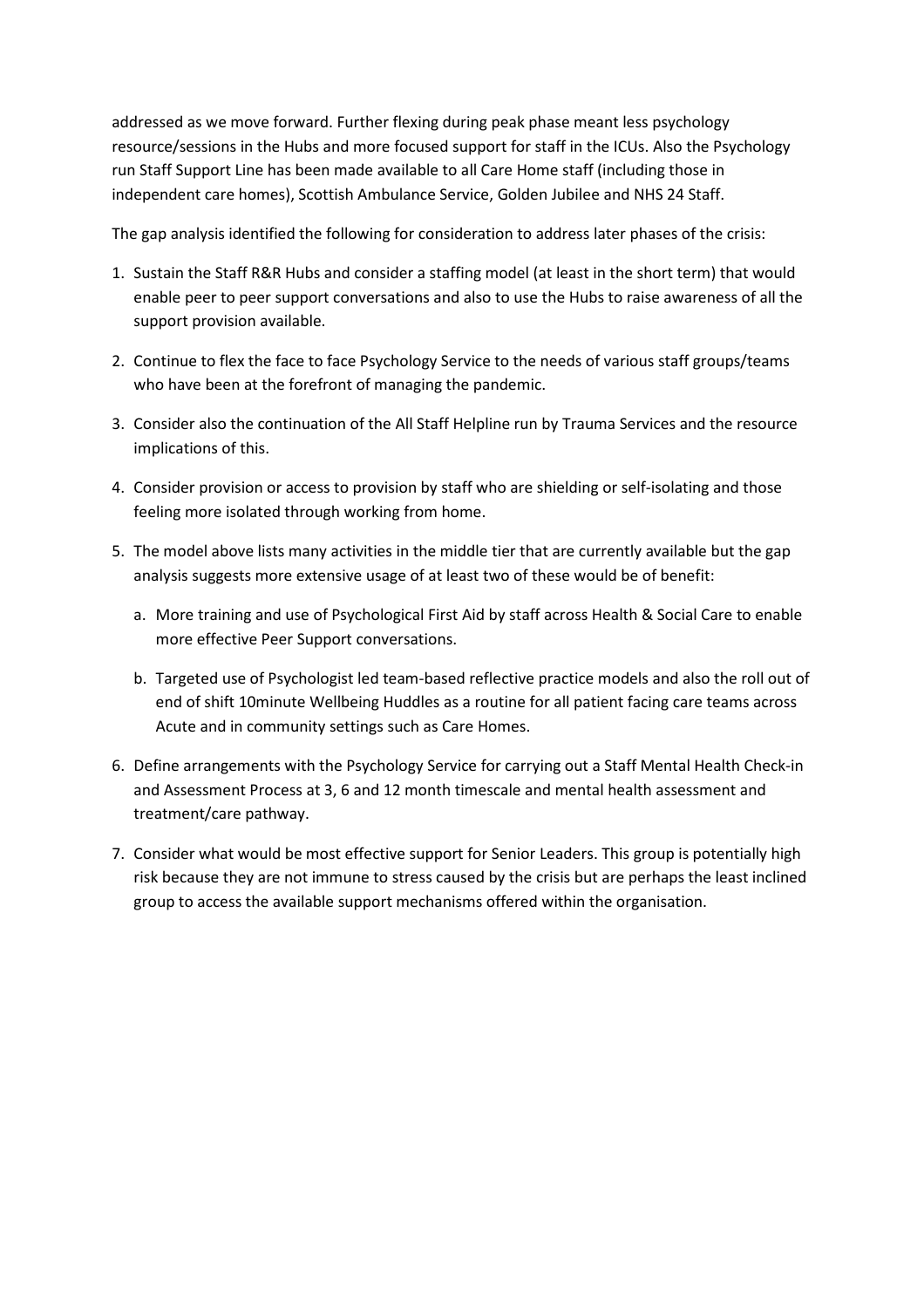addressed as we move forward. Further flexing during peak phase meant less psychology resource/sessions in the Hubs and more focused support for staff in the ICUs. Also the Psychology run Staff Support Line has been made available to all Care Home staff (including those in independent care homes), Scottish Ambulance Service, Golden Jubilee and NHS 24 Staff.

The gap analysis identified the following for consideration to address later phases of the crisis:

1. Sustain the Staff R&R Hubs and consider a staffing model (at least in the short term) that would enable peer to peer support conversations and also to use the Hubs to raise awareness of all the support provision available.
2. Continue to flex the face to face Psychology Service to the needs of various staff groups/teams who have been at the forefront of managing the pandemic.
3. Consider also the continuation of the All Staff Helpline run by Trauma Services and the resource implications of this.
4. Consider provision or access to provision by staff who are shielding or self-isolating and those feeling more isolated through working from home.
5. The model above lists many activities in the middle tier that are currently available but the gap analysis suggests more extensive usage of at least two of these would be of benefit:
   a. More training and use of Psychological First Aid by staff across Health & Social Care to enable more effective Peer Support conversations.
   b. Targeted use of Psychologist led team-based reflective practice models and also the roll out of end of shift 10minute Wellbeing Huddles as a routine for all patient facing care teams across Acute and in community settings such as Care Homes.
6. Define arrangements with the Psychology Service for carrying out a Staff Mental Health Check-in and Assessment Process at 3, 6 and 12 month timescale and mental health assessment and treatment/care pathway.
7. Consider what would be most effective support for Senior Leaders. This group is potentially high risk because they are not immune to stress caused by the crisis but are perhaps the least inclined group to access the available support mechanisms offered within the organisation.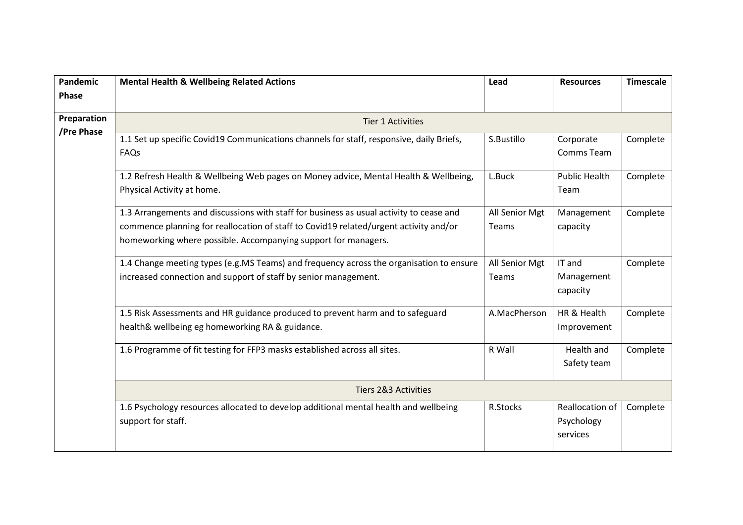| Pandemic Phase | Mental Health & Wellbeing Related Actions | Lead | Resources | Timescale |
|---|---|---|---|---|
| Preparation /Pre Phase | Tier 1 Activities | | | |
| | 1.1 Set up specific Covid19 Communications channels for staff, responsive, daily Briefs, FAQs | S.Bustillo | Corporate Comms Team | Complete |
| | 1.2 Refresh Health & Wellbeing Web pages on Money advice, Mental Health & Wellbeing, Physical Activity at home. | L.Buck | Public Health Team | Complete |
| | 1.3 Arrangements and discussions with staff for business as usual activity to cease and commence planning for reallocation of staff to Covid19 related/urgent activity and/or homeworking where possible. Accompanying support for managers. | All Senior Mgt Teams | Management capacity | Complete |
| | 1.4 Change meeting types (e.g.MS Teams) and frequency across the organisation to ensure increased connection and support of staff by senior management. | All Senior Mgt Teams | IT and Management capacity | Complete |
| | 1.5 Risk Assessments and HR guidance produced to prevent harm and to safeguard health& wellbeing eg homeworking RA & guidance. | A.MacPherson | HR & Health Improvement | Complete |
| | 1.6 Programme of fit testing for FFP3 masks established across all sites. | R Wall | Health and Safety team | Complete |
| | Tiers 2&3 Activities | | | |
| | 1.6 Psychology resources allocated to develop additional mental health and wellbeing support for staff. | R.Stocks | Reallocation of Psychology services | Complete |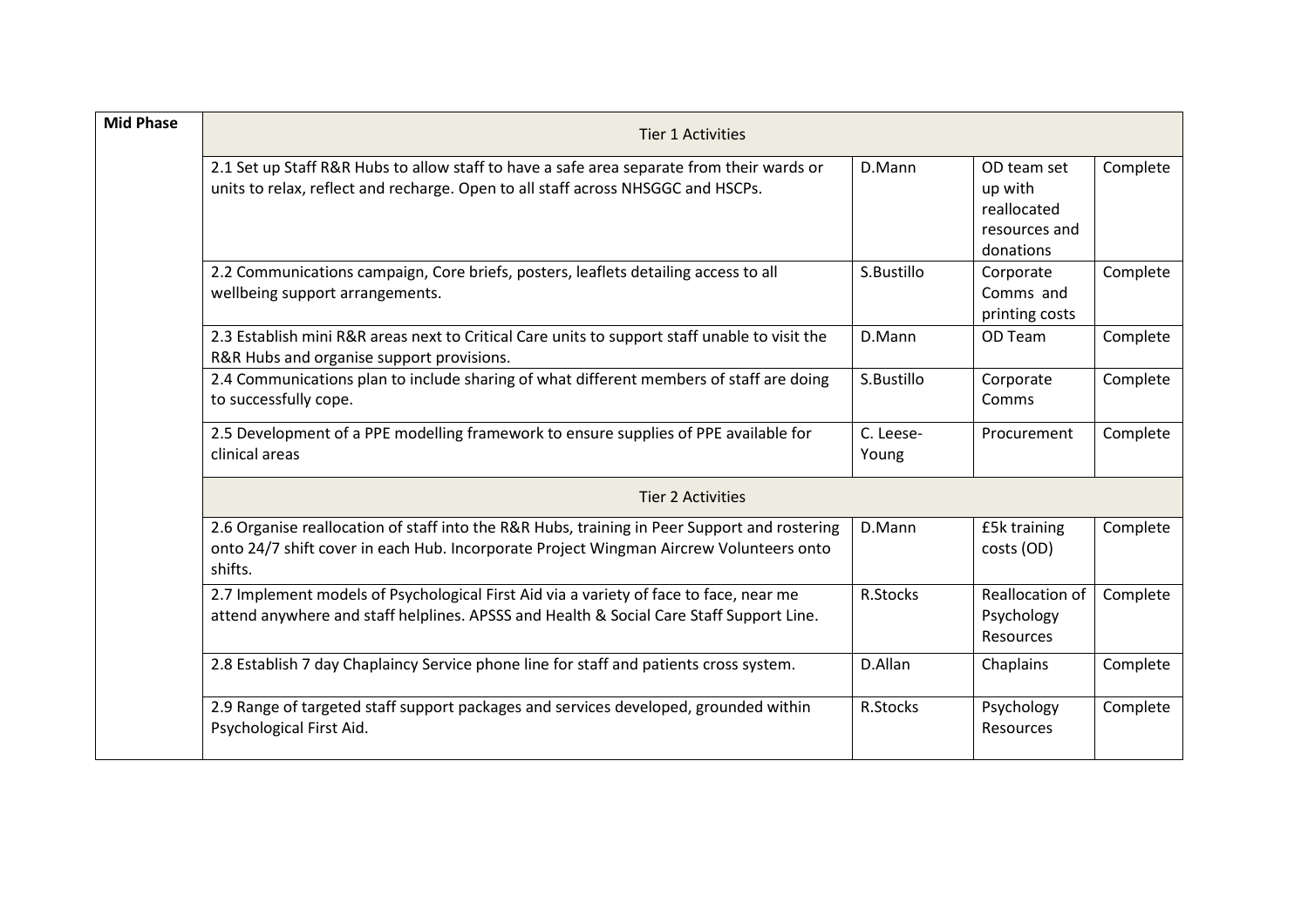| Mid Phase | Tier 1 Activities | | | |
|---|---|---|---|---|
| | 2.1 Set up Staff R&R Hubs to allow staff to have a safe area separate from their wards or units to relax, reflect and recharge. Open to all staff across NHSGGC and HSCPs. | D.Mann | OD team set up with reallocated resources and donations | Complete |
| | 2.2 Communications campaign, Core briefs, posters, leaflets detailing access to all wellbeing support arrangements. | S.Bustillo | Corporate Comms and printing costs | Complete |
| | 2.3 Establish mini R&R areas next to Critical Care units to support staff unable to visit the R&R Hubs and organise support provisions. | D.Mann | OD Team | Complete |
| | 2.4 Communications plan to include sharing of what different members of staff are doing to successfully cope. | S.Bustillo | Corporate Comms | Complete |
| | 2.5 Development of a PPE modelling framework to ensure supplies of PPE available for clinical areas | C. Leese-Young | Procurement | Complete |
| | Tier 2 Activities | | | |
| | 2.6 Organise reallocation of staff into the R&R Hubs, training in Peer Support and rostering onto 24/7 shift cover in each Hub. Incorporate Project Wingman Aircrew Volunteers onto shifts. | D.Mann | £5k training costs (OD) | Complete |
| | 2.7 Implement models of Psychological First Aid via a variety of face to face, near me attend anywhere and staff helplines. APSSS and Health & Social Care Staff Support Line. | R.Stocks | Reallocation of Psychology Resources | Complete |
| | 2.8 Establish 7 day Chaplaincy Service phone line for staff and patients cross system. | D.Allan | Chaplains | Complete |
| | 2.9 Range of targeted staff support packages and services developed, grounded within Psychological First Aid. | R.Stocks | Psychology Resources | Complete |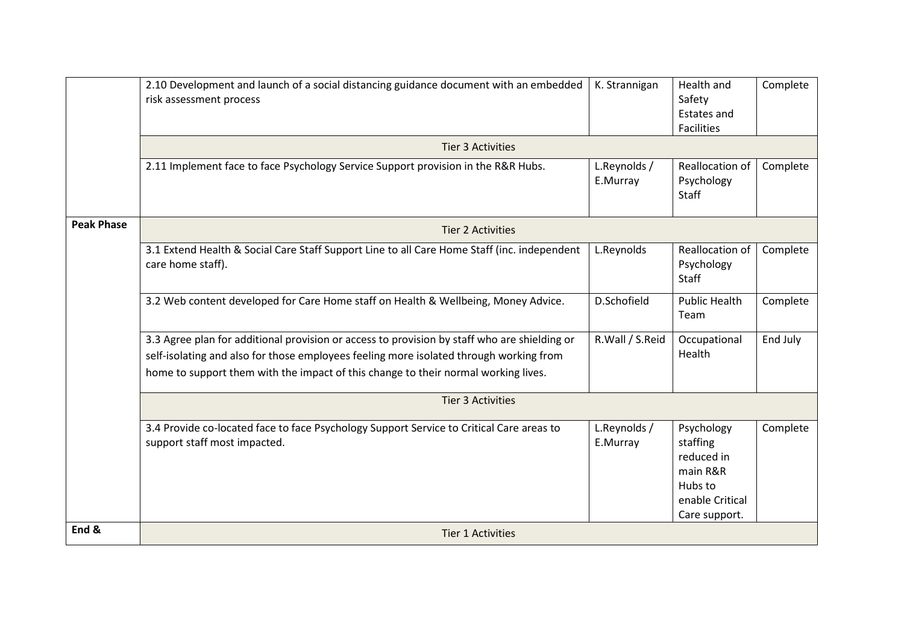| | | | | |
|---|---|---|---|---|
| | 2.10 Development and launch of a social distancing guidance document with an embedded risk assessment process | K. Strannigan | Health and Safety Estates and Facilities | Complete |
| | Tier 3 Activities | | | |
| | 2.11 Implement face to face Psychology Service Support provision in the R&R Hubs. | L.Reynolds / E.Murray | Reallocation of Psychology Staff | Complete |
| **Peak Phase** | Tier 2 Activities | | | |
| | 3.1 Extend Health & Social Care Staff Support Line to all Care Home Staff (inc. independent care home staff). | L.Reynolds | Reallocation of Psychology Staff | Complete |
| | 3.2 Web content developed for Care Home staff on Health & Wellbeing, Money Advice. | D.Schofield | Public Health Team | Complete |
| | 3.3 Agree plan for additional provision or access to provision by staff who are shielding or self-isolating and also for those employees feeling more isolated through working from home to support them with the impact of this change to their normal working lives. | R.Wall / S.Reid | Occupational Health | End July |
| | Tier 3 Activities | | | |
| | 3.4 Provide co-located face to face Psychology Support Service to Critical Care areas to support staff most impacted. | L.Reynolds / E.Murray | Psychology staffing reduced in main R&R Hubs to enable Critical Care support. | Complete |
| **End &** | Tier 1 Activities | | | |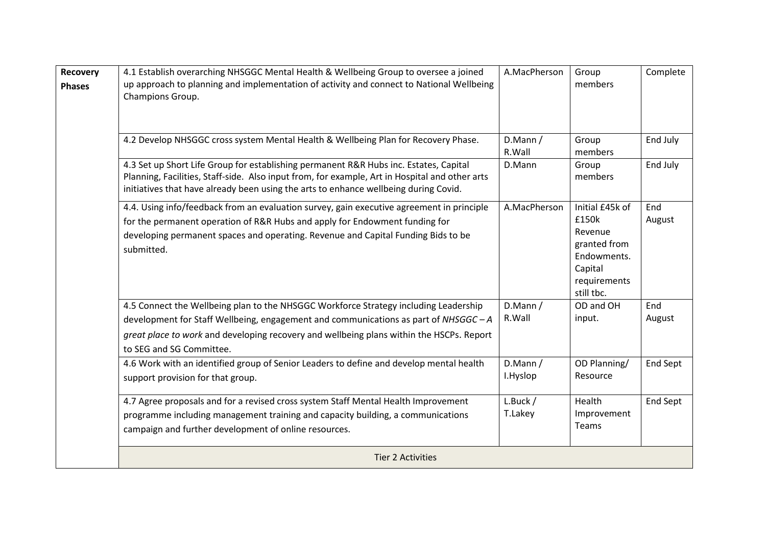| | | | | |
|---|---|---|---|---|
| **Recovery Phases** | 4.1 Establish overarching NHSGGC Mental Health & Wellbeing Group to oversee a joined up approach to planning and implementation of activity and connect to National Wellbeing Champions Group. | A.MacPherson | Group members | Complete |
| | 4.2 Develop NHSGGC cross system Mental Health & Wellbeing Plan for Recovery Phase. | D.Mann / R.Wall | Group members | End July |
| | 4.3 Set up Short Life Group for establishing permanent R&R Hubs inc. Estates, Capital Planning, Facilities, Staff-side. Also input from, for example, Art in Hospital and other arts initiatives that have already been using the arts to enhance wellbeing during Covid. | D.Mann | Group members | End July |
| | 4.4. Using info/feedback from an evaluation survey, gain executive agreement in principle for the permanent operation of R&R Hubs and apply for Endowment funding for developing permanent spaces and operating. Revenue and Capital Funding Bids to be submitted. | A.MacPherson | Initial £45k of £150k Revenue granted from Endowments. Capital requirements still tbc. | End August |
| | 4.5 Connect the Wellbeing plan to the NHSGGC Workforce Strategy including Leadership development for Staff Wellbeing, engagement and communications as part of *NHSGGC – A great place to work* and developing recovery and wellbeing plans within the HSCPs. Report to SEG and SG Committee. | D.Mann / R.Wall | OD and OH input. | End August |
| | 4.6 Work with an identified group of Senior Leaders to define and develop mental health support provision for that group. | D.Mann / I.Hyslop | OD Planning/ Resource | End Sept |
| | 4.7 Agree proposals and for a revised cross system Staff Mental Health Improvement programme including management training and capacity building, a communications campaign and further development of online resources. | L.Buck / T.Lakey | Health Improvement Teams | End Sept |
| | Tier 2 Activities | | | |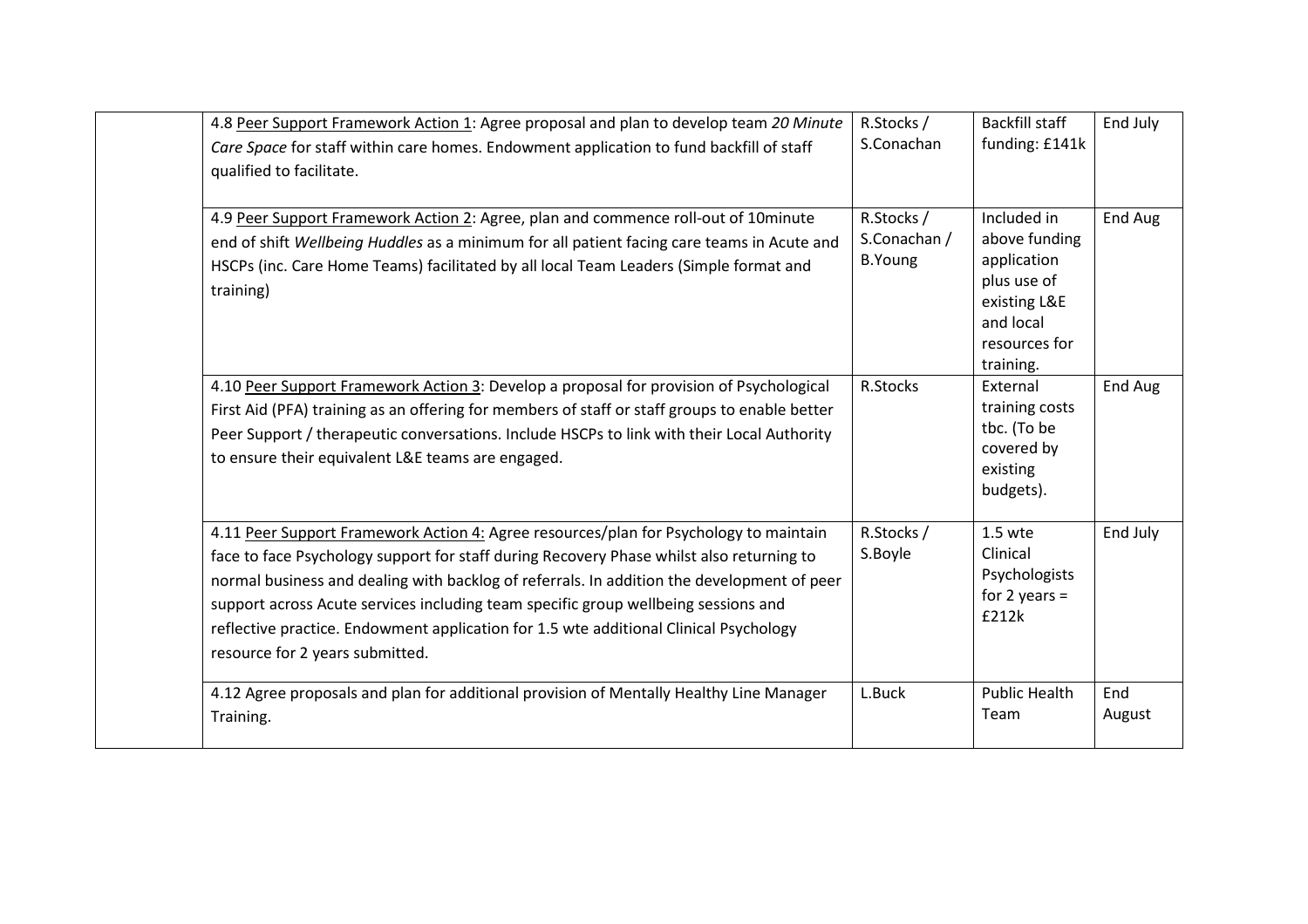| | | | | |
|---|---|---|---|---|
| | 4.8 Peer Support Framework Action 1: Agree proposal and plan to develop team *20 Minute Care Space* for staff within care homes. Endowment application to fund backfill of staff qualified to facilitate. | R.Stocks / S.Conachan | Backfill staff funding: £141k | End July |
| | 4.9 Peer Support Framework Action 2: Agree, plan and commence roll-out of 10minute end of shift *Wellbeing Huddles* as a minimum for all patient facing care teams in Acute and HSCPs (inc. Care Home Teams) facilitated by all local Team Leaders (Simple format and training) | R.Stocks / S.Conachan / B.Young | Included in above funding application plus use of existing L&E and local resources for training. | End Aug |
| | 4.10 Peer Support Framework Action 3: Develop a proposal for provision of Psychological First Aid (PFA) training as an offering for members of staff or staff groups to enable better Peer Support / therapeutic conversations. Include HSCPs to link with their Local Authority to ensure their equivalent L&E teams are engaged. | R.Stocks | External training costs tbc. (To be covered by existing budgets). | End Aug |
| | 4.11 Peer Support Framework Action 4: Agree resources/plan for Psychology to maintain face to face Psychology support for staff during Recovery Phase whilst also returning to normal business and dealing with backlog of referrals. In addition the development of peer support across Acute services including team specific group wellbeing sessions and reflective practice. Endowment application for 1.5 wte additional Clinical Psychology resource for 2 years submitted. | R.Stocks / S.Boyle | 1.5 wte Clinical Psychologists for 2 years = £212k | End July |
| | 4.12 Agree proposals and plan for additional provision of Mentally Healthy Line Manager Training. | L.Buck | Public Health Team | End August |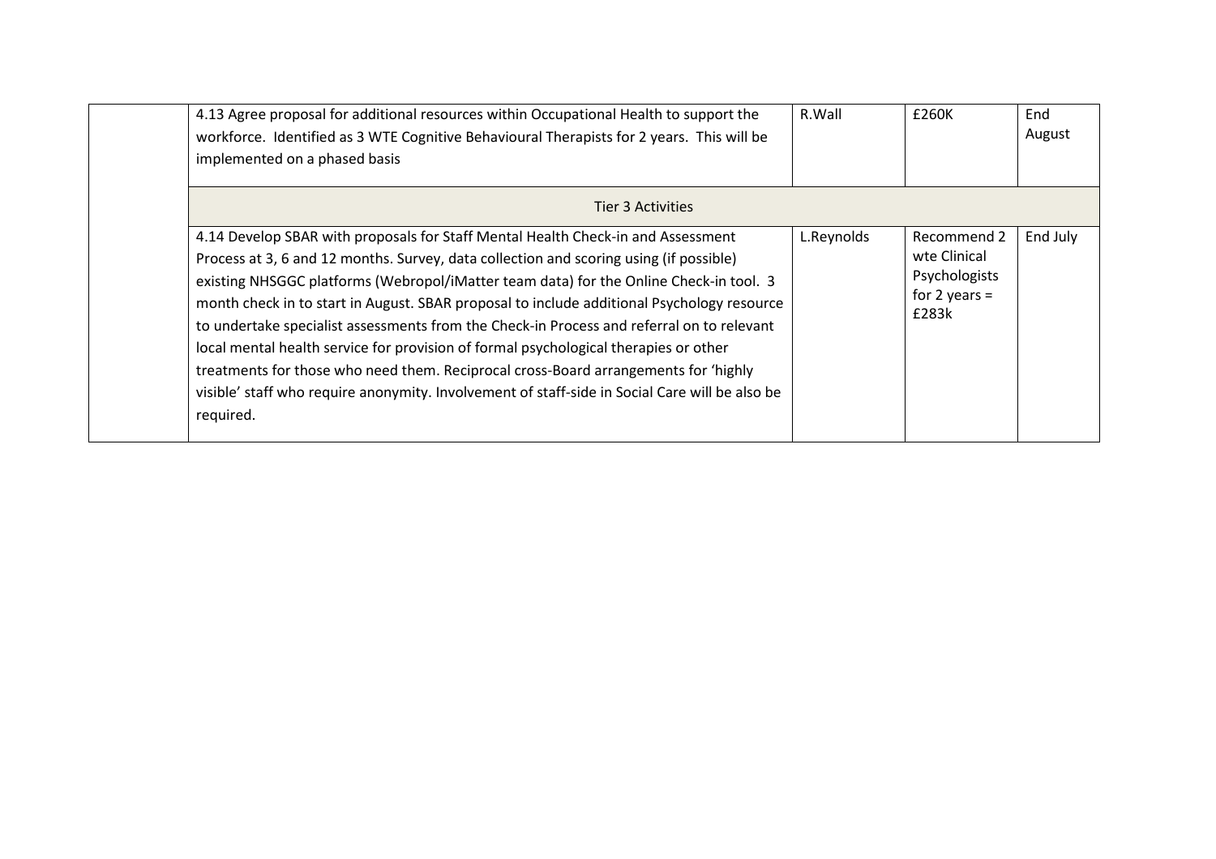|  | Action | Lead | Resource | Timescale |
|---|---|---|---|---|
|  | 4.13 Agree proposal for additional resources within Occupational Health to support the workforce. Identified as 3 WTE Cognitive Behavioural Therapists for 2 years. This will be implemented on a phased basis | R.Wall | £260K | End August |
|  | Tier 3 Activities |  |  |  |
|  | 4.14 Develop SBAR with proposals for Staff Mental Health Check-in and Assessment Process at 3, 6 and 12 months. Survey, data collection and scoring using (if possible) existing NHSGGC platforms (Webropol/iMatter team data) for the Online Check-in tool. 3 month check in to start in August. SBAR proposal to include additional Psychology resource to undertake specialist assessments from the Check-in Process and referral on to relevant local mental health service for provision of formal psychological therapies or other treatments for those who need them. Reciprocal cross-Board arrangements for 'highly visible' staff who require anonymity. Involvement of staff-side in Social Care will be also be required. | L.Reynolds | Recommend 2 wte Clinical Psychologists for 2 years = £283k | End July |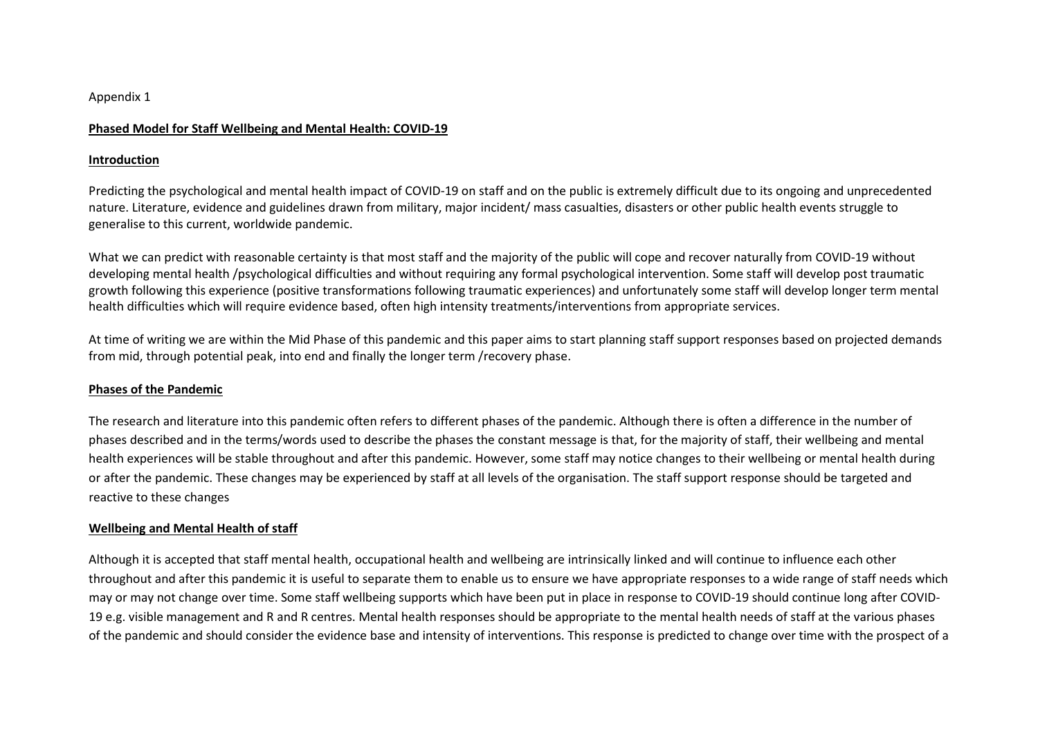Appendix 1

## Phased Model for Staff Wellbeing and Mental Health: COVID-19

### Introduction

Predicting the psychological and mental health impact of COVID-19 on staff and on the public is extremely difficult due to its ongoing and unprecedented nature. Literature, evidence and guidelines drawn from military, major incident/ mass casualties, disasters or other public health events struggle to generalise to this current, worldwide pandemic.

What we can predict with reasonable certainty is that most staff and the majority of the public will cope and recover naturally from COVID-19 without developing mental health /psychological difficulties and without requiring any formal psychological intervention. Some staff will develop post traumatic growth following this experience (positive transformations following traumatic experiences) and unfortunately some staff will develop longer term mental health difficulties which will require evidence based, often high intensity treatments/interventions from appropriate services.

At time of writing we are within the Mid Phase of this pandemic and this paper aims to start planning staff support responses based on projected demands from mid, through potential peak, into end and finally the longer term /recovery phase.

### Phases of the Pandemic

The research and literature into this pandemic often refers to different phases of the pandemic. Although there is often a difference in the number of phases described and in the terms/words used to describe the phases the constant message is that, for the majority of staff, their wellbeing and mental health experiences will be stable throughout and after this pandemic. However, some staff may notice changes to their wellbeing or mental health during or after the pandemic. These changes may be experienced by staff at all levels of the organisation. The staff support response should be targeted and reactive to these changes

### Wellbeing and Mental Health of staff

Although it is accepted that staff mental health, occupational health and wellbeing are intrinsically linked and will continue to influence each other throughout and after this pandemic it is useful to separate them to enable us to ensure we have appropriate responses to a wide range of staff needs which may or may not change over time. Some staff wellbeing supports which have been put in place in response to COVID-19 should continue long after COVID-19 e.g. visible management and R and R centres. Mental health responses should be appropriate to the mental health needs of staff at the various phases of the pandemic and should consider the evidence base and intensity of interventions. This response is predicted to change over time with the prospect of a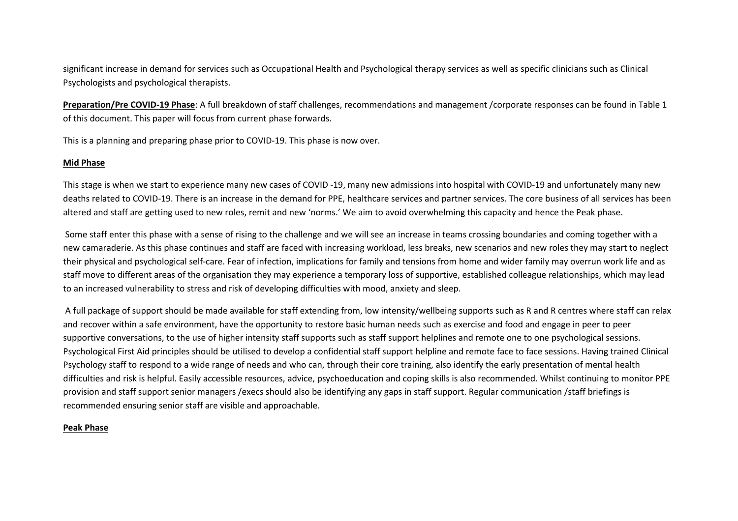significant increase in demand for services such as Occupational Health and Psychological therapy services as well as specific clinicians such as Clinical Psychologists and psychological therapists.

**Preparation/Pre COVID-19 Phase**: A full breakdown of staff challenges, recommendations and management /corporate responses can be found in Table 1 of this document. This paper will focus from current phase forwards.

This is a planning and preparing phase prior to COVID-19. This phase is now over.

**Mid Phase**

This stage is when we start to experience many new cases of COVID -19, many new admissions into hospital with COVID-19 and unfortunately many new deaths related to COVID-19. There is an increase in the demand for PPE, healthcare services and partner services. The core business of all services has been altered and staff are getting used to new roles, remit and new 'norms.' We aim to avoid overwhelming this capacity and hence the Peak phase.

Some staff enter this phase with a sense of rising to the challenge and we will see an increase in teams crossing boundaries and coming together with a new camaraderie. As this phase continues and staff are faced with increasing workload, less breaks, new scenarios and new roles they may start to neglect their physical and psychological self-care. Fear of infection, implications for family and tensions from home and wider family may overrun work life and as staff move to different areas of the organisation they may experience a temporary loss of supportive, established colleague relationships, which may lead to an increased vulnerability to stress and risk of developing difficulties with mood, anxiety and sleep.

A full package of support should be made available for staff extending from, low intensity/wellbeing supports such as R and R centres where staff can relax and recover within a safe environment, have the opportunity to restore basic human needs such as exercise and food and engage in peer to peer supportive conversations, to the use of higher intensity staff supports such as staff support helplines and remote one to one psychological sessions. Psychological First Aid principles should be utilised to develop a confidential staff support helpline and remote face to face sessions. Having trained Clinical Psychology staff to respond to a wide range of needs and who can, through their core training, also identify the early presentation of mental health difficulties and risk is helpful. Easily accessible resources, advice, psychoeducation and coping skills is also recommended. Whilst continuing to monitor PPE provision and staff support senior managers /execs should also be identifying any gaps in staff support. Regular communication /staff briefings is recommended ensuring senior staff are visible and approachable.

**Peak Phase**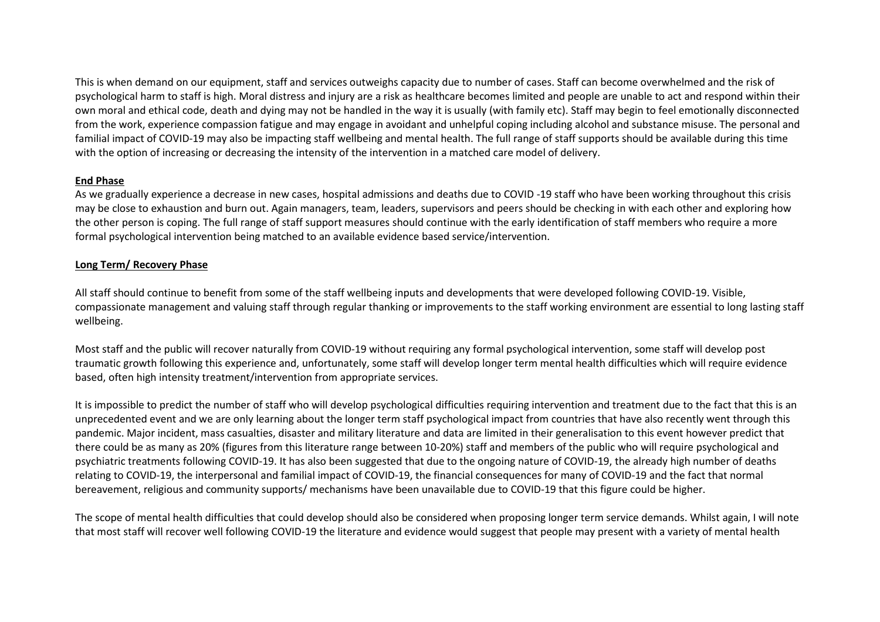This is when demand on our equipment, staff and services outweighs capacity due to number of cases. Staff can become overwhelmed and the risk of psychological harm to staff is high. Moral distress and injury are a risk as healthcare becomes limited and people are unable to act and respond within their own moral and ethical code, death and dying may not be handled in the way it is usually (with family etc). Staff may begin to feel emotionally disconnected from the work, experience compassion fatigue and may engage in avoidant and unhelpful coping including alcohol and substance misuse. The personal and familial impact of COVID-19 may also be impacting staff wellbeing and mental health. The full range of staff supports should be available during this time with the option of increasing or decreasing the intensity of the intervention in a matched care model of delivery.

**End Phase**

As we gradually experience a decrease in new cases, hospital admissions and deaths due to COVID -19 staff who have been working throughout this crisis may be close to exhaustion and burn out. Again managers, team, leaders, supervisors and peers should be checking in with each other and exploring how the other person is coping. The full range of staff support measures should continue with the early identification of staff members who require a more formal psychological intervention being matched to an available evidence based service/intervention.

**Long Term/ Recovery Phase**

All staff should continue to benefit from some of the staff wellbeing inputs and developments that were developed following COVID-19. Visible, compassionate management and valuing staff through regular thanking or improvements to the staff working environment are essential to long lasting staff wellbeing.

Most staff and the public will recover naturally from COVID-19 without requiring any formal psychological intervention, some staff will develop post traumatic growth following this experience and, unfortunately, some staff will develop longer term mental health difficulties which will require evidence based, often high intensity treatment/intervention from appropriate services.

It is impossible to predict the number of staff who will develop psychological difficulties requiring intervention and treatment due to the fact that this is an unprecedented event and we are only learning about the longer term staff psychological impact from countries that have also recently went through this pandemic. Major incident, mass casualties, disaster and military literature and data are limited in their generalisation to this event however predict that there could be as many as 20% (figures from this literature range between 10-20%) staff and members of the public who will require psychological and psychiatric treatments following COVID-19. It has also been suggested that due to the ongoing nature of COVID-19, the already high number of deaths relating to COVID-19, the interpersonal and familial impact of COVID-19, the financial consequences for many of COVID-19 and the fact that normal bereavement, religious and community supports/ mechanisms have been unavailable due to COVID-19 that this figure could be higher.

The scope of mental health difficulties that could develop should also be considered when proposing longer term service demands. Whilst again, I will note that most staff will recover well following COVID-19 the literature and evidence would suggest that people may present with a variety of mental health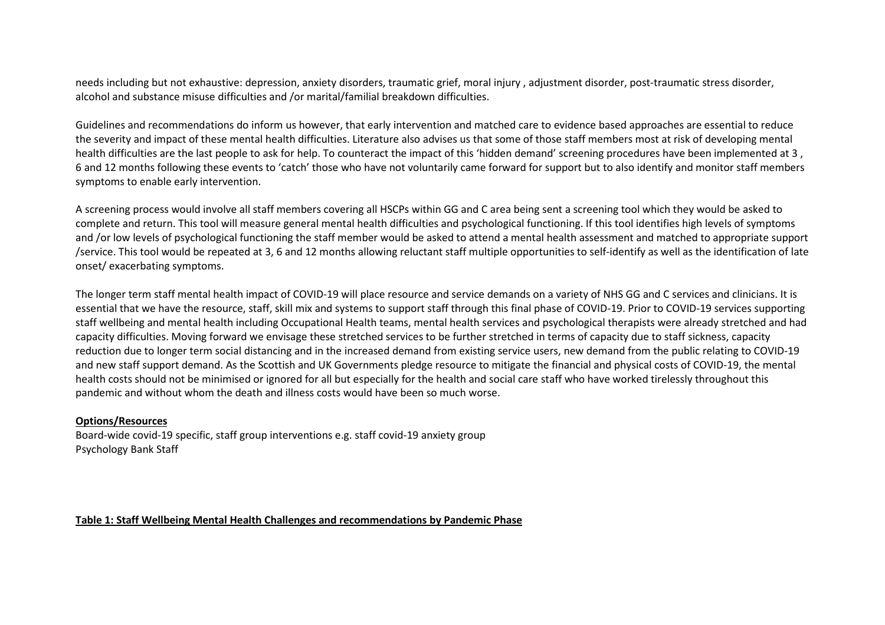needs including but not exhaustive: depression, anxiety disorders, traumatic grief, moral injury , adjustment disorder, post-traumatic stress disorder, alcohol and substance misuse difficulties and /or marital/familial breakdown difficulties.

Guidelines and recommendations do inform us however, that early intervention and matched care to evidence based approaches are essential to reduce the severity and impact of these mental health difficulties. Literature also advises us that some of those staff members most at risk of developing mental health difficulties are the last people to ask for help. To counteract the impact of this 'hidden demand' screening procedures have been implemented at 3 , 6 and 12 months following these events to 'catch' those who have not voluntarily came forward for support but to also identify and monitor staff members symptoms to enable early intervention.

A screening process would involve all staff members covering all HSCPs within GG and C area being sent a screening tool which they would be asked to complete and return. This tool will measure general mental health difficulties and psychological functioning. If this tool identifies high levels of symptoms and /or low levels of psychological functioning the staff member would be asked to attend a mental health assessment and matched to appropriate support /service. This tool would be repeated at 3, 6 and 12 months allowing reluctant staff multiple opportunities to self-identify as well as the identification of late onset/ exacerbating symptoms.

The longer term staff mental health impact of COVID-19 will place resource and service demands on a variety of NHS GG and C services and clinicians. It is essential that we have the resource, staff, skill mix and systems to support staff through this final phase of COVID-19. Prior to COVID-19 services supporting staff wellbeing and mental health including Occupational Health teams, mental health services and psychological therapists were already stretched and had capacity difficulties. Moving forward we envisage these stretched services to be further stretched in terms of capacity due to staff sickness, capacity reduction due to longer term social distancing and in the increased demand from existing service users, new demand from the public relating to COVID-19 and new staff support demand. As the Scottish and UK Governments pledge resource to mitigate the financial and physical costs of COVID-19, the mental health costs should not be minimised or ignored for all but especially for the health and social care staff who have worked tirelessly throughout this pandemic and without whom the death and illness costs would have been so much worse.

**Options/Resources**

Board-wide covid-19 specific, staff group interventions e.g. staff covid-19 anxiety group
Psychology Bank Staff

**Table 1: Staff Wellbeing Mental Health Challenges and recommendations by Pandemic Phase**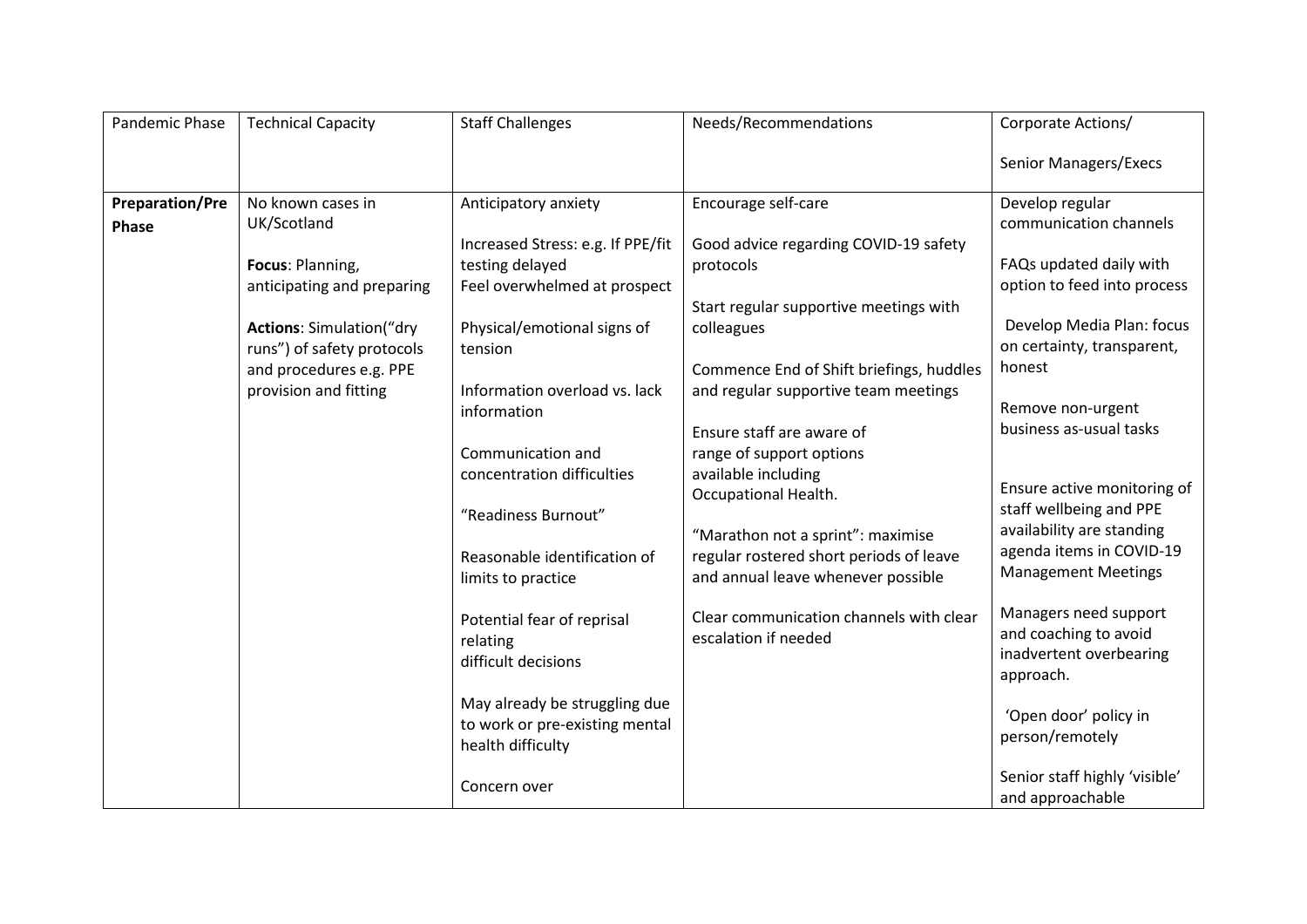| Pandemic Phase | Technical Capacity | Staff Challenges | Needs/Recommendations | Corporate Actions/<br><br>Senior Managers/Execs |
|---|---|---|---|---|
| **Preparation/Pre Phase** | No known cases in UK/Scotland<br><br>**Focus**: Planning, anticipating and preparing<br><br>**Actions**: Simulation("dry runs") of safety protocols and procedures e.g. PPE provision and fitting | Anticipatory anxiety<br><br>Increased Stress: e.g. If PPE/fit testing delayed<br>Feel overwhelmed at prospect<br><br>Physical/emotional signs of tension<br><br>Information overload vs. lack information<br><br>Communication and concentration difficulties<br><br>"Readiness Burnout"<br><br>Reasonable identification of limits to practice<br><br>Potential fear of reprisal relating difficult decisions<br><br>May already be struggling due to work or pre-existing mental health difficulty<br><br>Concern over | Encourage self-care<br><br>Good advice regarding COVID-19 safety protocols<br><br>Start regular supportive meetings with colleagues<br><br>Commence End of Shift briefings, huddles and regular supportive team meetings<br><br>Ensure staff are aware of range of support options available including Occupational Health.<br><br>"Marathon not a sprint": maximise regular rostered short periods of leave and annual leave whenever possible<br><br>Clear communication channels with clear escalation if needed | Develop regular communication channels<br><br>FAQs updated daily with option to feed into process<br><br>Develop Media Plan: focus on certainty, transparent, honest<br><br>Remove non-urgent business as-usual tasks<br><br>Ensure active monitoring of staff wellbeing and PPE availability are standing agenda items in COVID-19 Management Meetings<br><br>Managers need support and coaching to avoid inadvertent overbearing approach.<br><br>'Open door' policy in person/remotely<br><br>Senior staff highly 'visible' and approachable |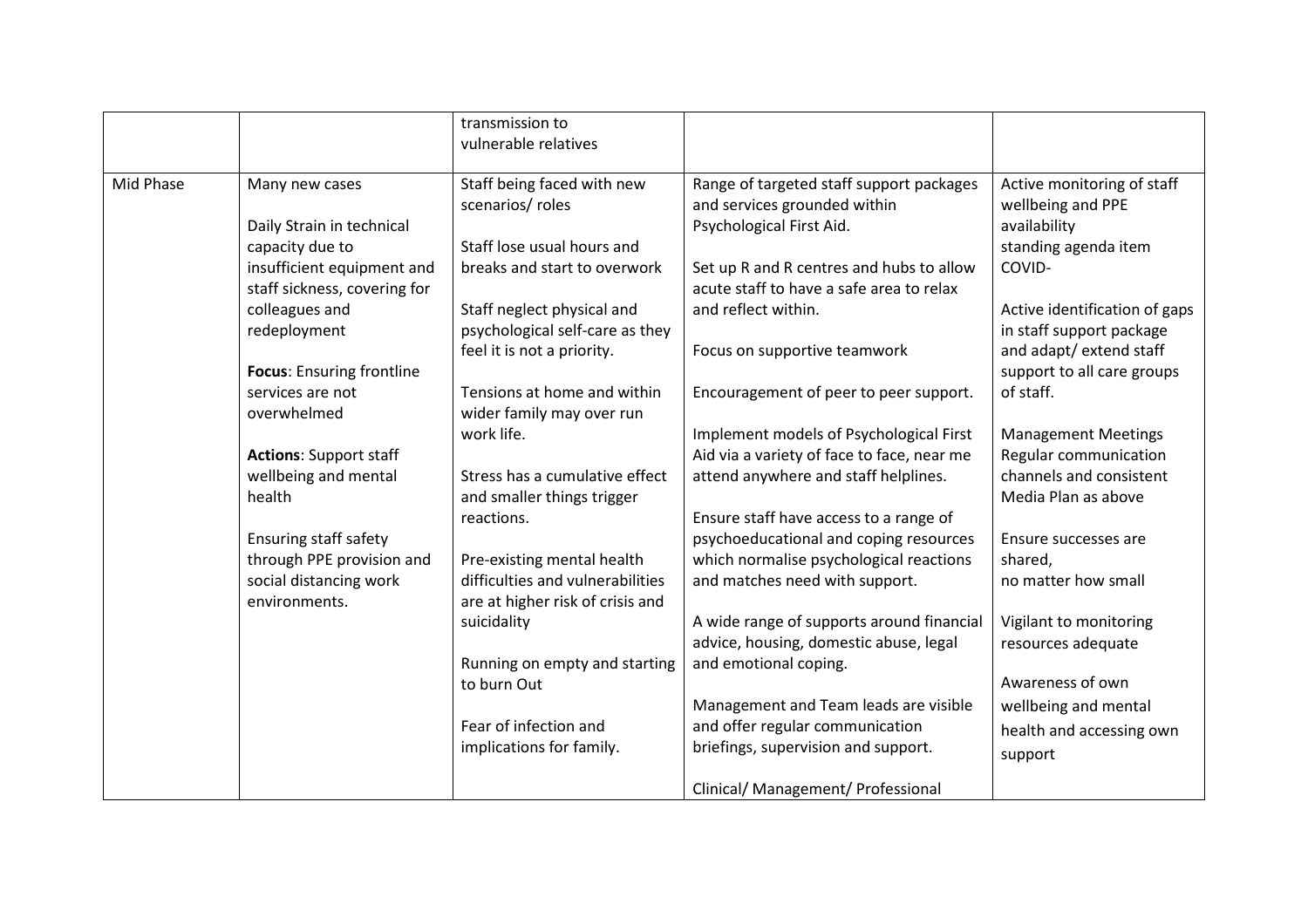| | | | | |
|---|---|---|---|---|
| | | transmission to vulnerable relatives | | |
| Mid Phase | Many new cases<br><br>Daily Strain in technical capacity due to insufficient equipment and staff sickness, covering for colleagues and redeployment<br><br>**Focus**: Ensuring frontline services are not overwhelmed<br><br>**Actions**: Support staff wellbeing and mental health<br><br>Ensuring staff safety through PPE provision and social distancing work environments. | Staff being faced with new scenarios/ roles<br><br>Staff lose usual hours and breaks and start to overwork<br><br>Staff neglect physical and psychological self-care as they feel it is not a priority.<br><br>Tensions at home and within wider family may over run work life.<br><br>Stress has a cumulative effect and smaller things trigger reactions.<br><br>Pre-existing mental health difficulties and vulnerabilities are at higher risk of crisis and suicidality<br><br>Running on empty and starting to burn Out<br><br>Fear of infection and implications for family. | Range of targeted staff support packages and services grounded within Psychological First Aid.<br><br>Set up R and R centres and hubs to allow acute staff to have a safe area to relax and reflect within.<br><br>Focus on supportive teamwork<br><br>Encouragement of peer to peer support.<br><br>Implement models of Psychological First Aid via a variety of face to face, near me attend anywhere and staff helplines.<br><br>Ensure staff have access to a range of psychoeducational and coping resources which normalise psychological reactions and matches need with support.<br><br>A wide range of supports around financial advice, housing, domestic abuse, legal and emotional coping.<br><br>Management and Team leads are visible and offer regular communication briefings, supervision and support.<br><br>Clinical/ Management/ Professional | Active monitoring of staff wellbeing and PPE availability standing agenda item COVID-<br><br>Active identification of gaps in staff support package and adapt/ extend staff support to all care groups of staff.<br><br>Management Meetings Regular communication channels and consistent Media Plan as above<br><br>Ensure successes are shared, no matter how small<br><br>Vigilant to monitoring resources adequate<br><br>Awareness of own wellbeing and mental health and accessing own support |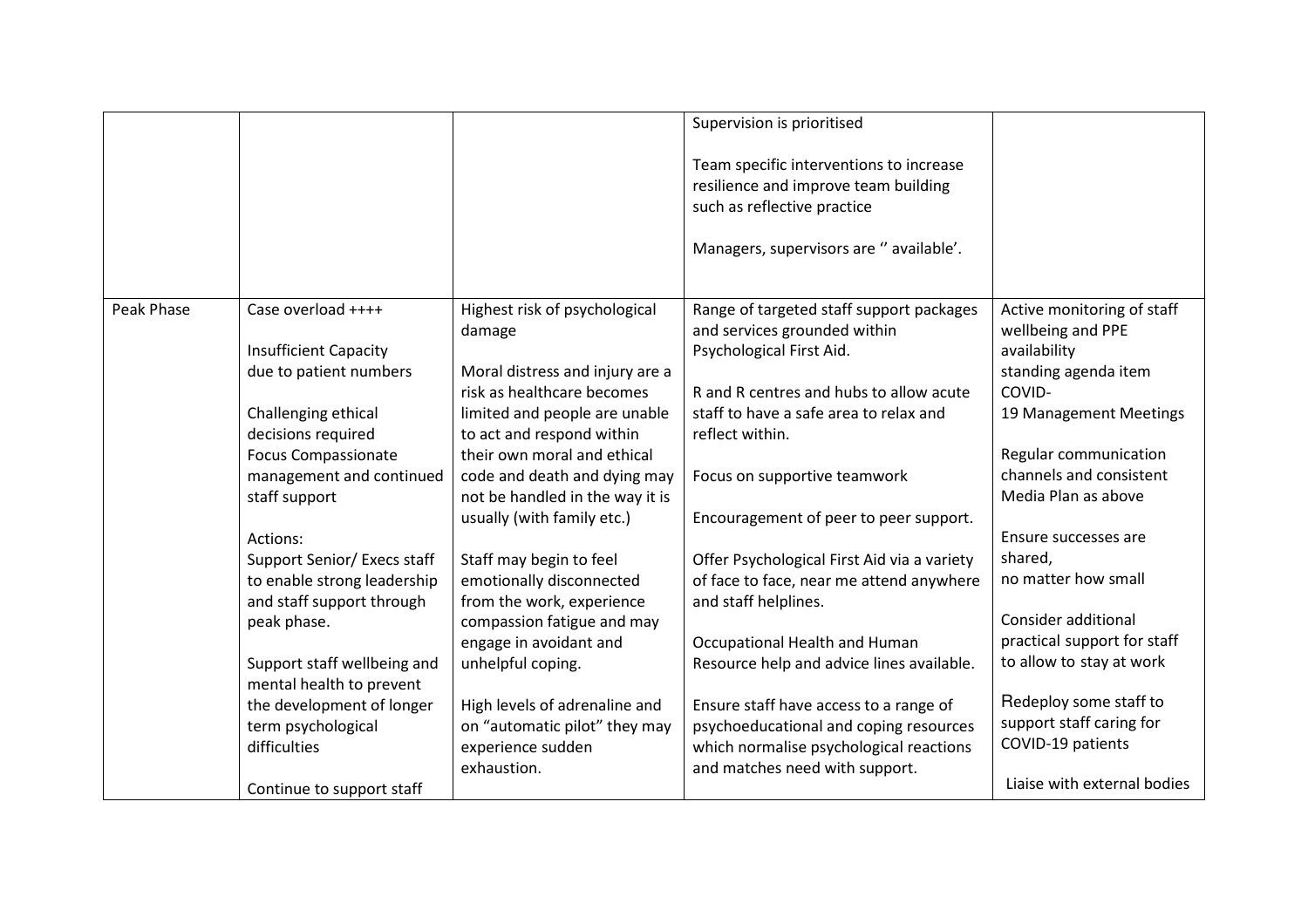| | | | | |
|---|---|---|---|---|
| | | | Supervision is prioritised<br><br>Team specific interventions to increase resilience and improve team building such as reflective practice<br><br>Managers, supervisors are '' available'. | |
| Peak Phase | Case overload ++++<br><br>Insufficient Capacity due to patient numbers<br><br>Challenging ethical decisions required<br>Focus Compassionate management and continued staff support<br><br>Actions:<br>Support Senior/ Execs staff to enable strong leadership and staff support through peak phase.<br><br>Support staff wellbeing and mental health to prevent the development of longer term psychological difficulties<br><br>Continue to support staff | Highest risk of psychological damage<br><br>Moral distress and injury are a risk as healthcare becomes limited and people are unable to act and respond within their own moral and ethical code and death and dying may not be handled in the way it is usually (with family etc.)<br><br>Staff may begin to feel emotionally disconnected from the work, experience compassion fatigue and may engage in avoidant and unhelpful coping.<br><br>High levels of adrenaline and on "automatic pilot" they may experience sudden exhaustion. | Range of targeted staff support packages and services grounded within Psychological First Aid.<br><br>R and R centres and hubs to allow acute staff to have a safe area to relax and reflect within.<br><br>Focus on supportive teamwork<br><br>Encouragement of peer to peer support.<br><br>Offer Psychological First Aid via a variety of face to face, near me attend anywhere and staff helplines.<br><br>Occupational Health and Human Resource help and advice lines available.<br><br>Ensure staff have access to a range of psychoeducational and coping resources which normalise psychological reactions and matches need with support. | Active monitoring of staff wellbeing and PPE availability standing agenda item COVID-19 Management Meetings<br><br>Regular communication channels and consistent Media Plan as above<br><br>Ensure successes are shared, no matter how small<br><br>Consider additional practical support for staff to allow to stay at work<br><br>Redeploy some staff to support staff caring for COVID-19 patients<br><br>Liaise with external bodies |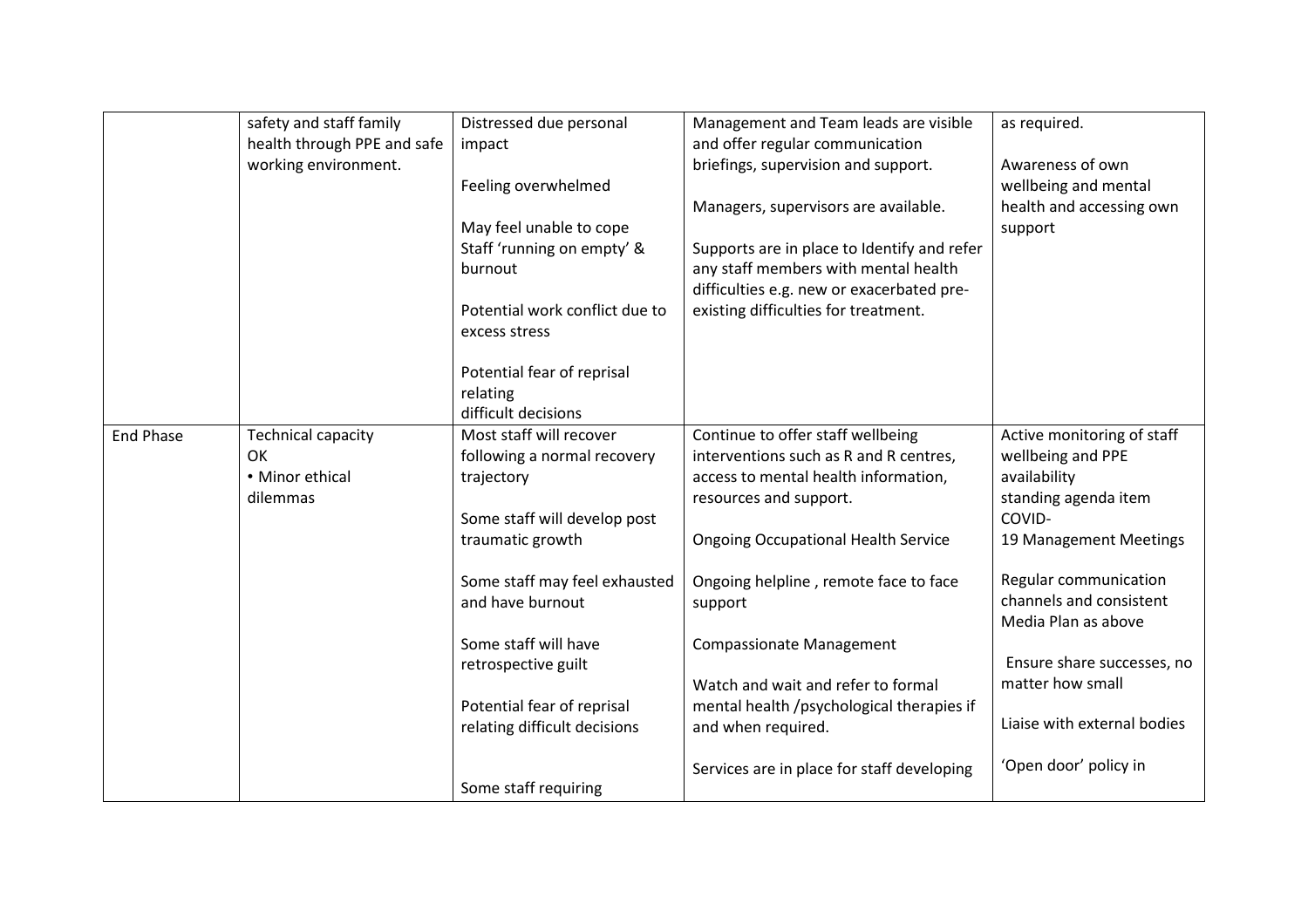| | | | | |
|---|---|---|---|---|
| | safety and staff family health through PPE and safe working environment. | Distressed due personal impact<br><br>Feeling overwhelmed<br><br>May feel unable to cope<br>Staff 'running on empty' & burnout<br><br>Potential work conflict due to excess stress<br><br>Potential fear of reprisal relating difficult decisions | Management and Team leads are visible and offer regular communication briefings, supervision and support.<br><br>Managers, supervisors are available.<br><br>Supports are in place to Identify and refer any staff members with mental health difficulties e.g. new or exacerbated pre-existing difficulties for treatment. | as required.<br><br>Awareness of own wellbeing and mental health and accessing own support |
| End Phase | Technical capacity OK<br>• Minor ethical dilemmas | Most staff will recover following a normal recovery trajectory<br><br>Some staff will develop post traumatic growth<br><br>Some staff may feel exhausted and have burnout<br><br>Some staff will have retrospective guilt<br><br>Potential fear of reprisal relating difficult decisions<br><br>Some staff requiring | Continue to offer staff wellbeing interventions such as R and R centres, access to mental health information, resources and support.<br><br>Ongoing Occupational Health Service<br><br>Ongoing helpline , remote face to face support<br><br>Compassionate Management<br><br>Watch and wait and refer to formal mental health /psychological therapies if and when required.<br><br>Services are in place for staff developing | Active monitoring of staff wellbeing and PPE availability standing agenda item COVID-19 Management Meetings<br><br>Regular communication channels and consistent Media Plan as above<br><br>Ensure share successes, no matter how small<br><br>Liaise with external bodies<br><br>'Open door' policy in |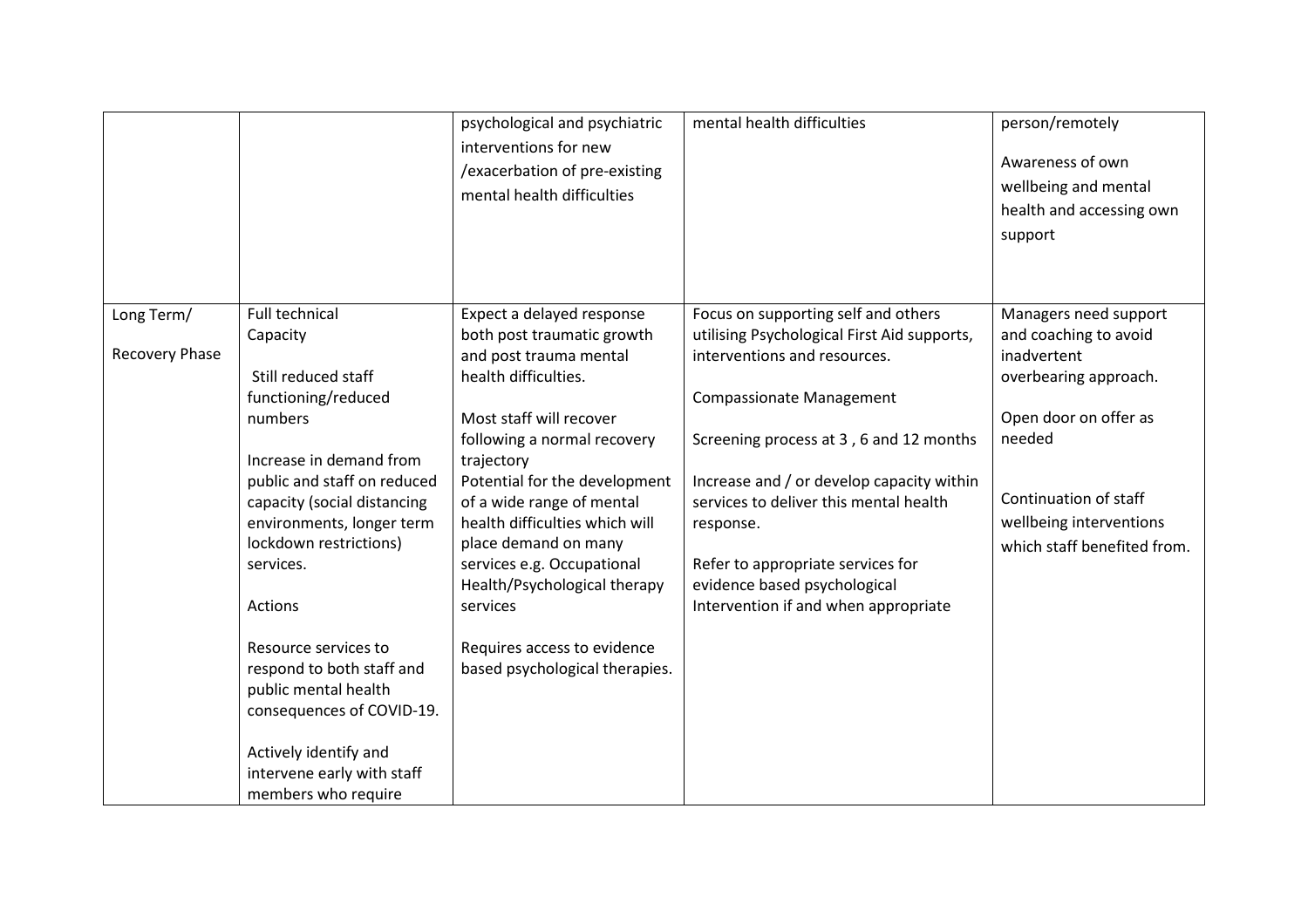| | | | | |
|---|---|---|---|---|
| | | psychological and psychiatric interventions for new /exacerbation of pre-existing mental health difficulties | mental health difficulties | person/remotely<br><br>Awareness of own wellbeing and mental health and accessing own support |
| Long Term/<br><br>Recovery Phase | Full technical Capacity<br><br>Still reduced staff functioning/reduced numbers<br><br>Increase in demand from public and staff on reduced capacity (social distancing environments, longer term lockdown restrictions) services.<br><br>Actions<br><br>Resource services to respond to both staff and public mental health consequences of COVID-19.<br><br>Actively identify and intervene early with staff members who require | Expect a delayed response both post traumatic growth and post trauma mental health difficulties.<br><br>Most staff will recover following a normal recovery trajectory<br>Potential for the development of a wide range of mental health difficulties which will place demand on many services e.g. Occupational Health/Psychological therapy services<br><br>Requires access to evidence based psychological therapies. | Focus on supporting self and others utilising Psychological First Aid supports, interventions and resources.<br><br>Compassionate Management<br><br>Screening process at 3 , 6 and 12 months<br><br>Increase and / or develop capacity within services to deliver this mental health response.<br><br>Refer to appropriate services for evidence based psychological Intervention if and when appropriate | Managers need support and coaching to avoid inadvertent overbearing approach.<br><br>Open door on offer as needed<br><br>Continuation of staff wellbeing interventions which staff benefited from. |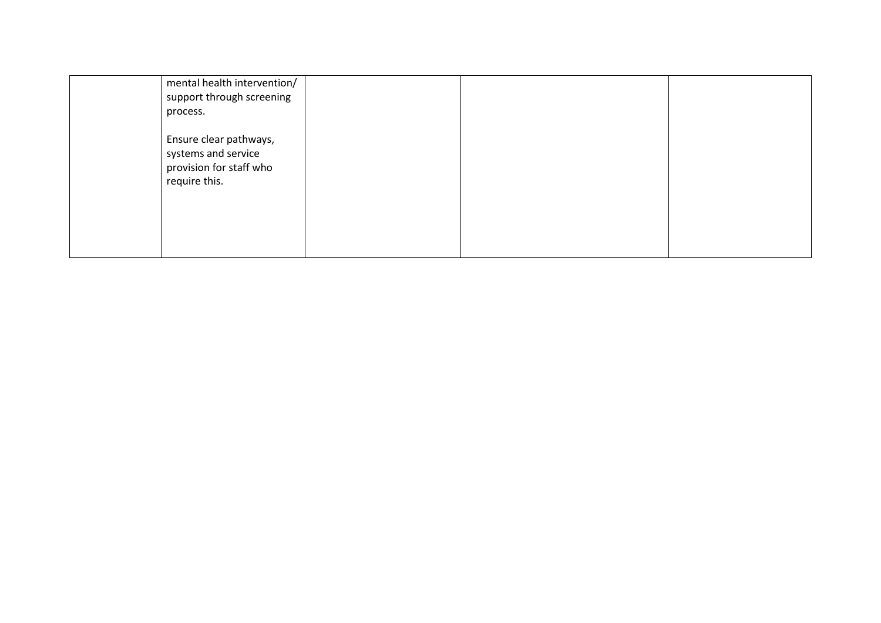| | | | | |
|---|---|---|---|---|
| | mental health intervention/ support through screening process.<br><br>Ensure clear pathways, systems and service provision for staff who require this. | | | |